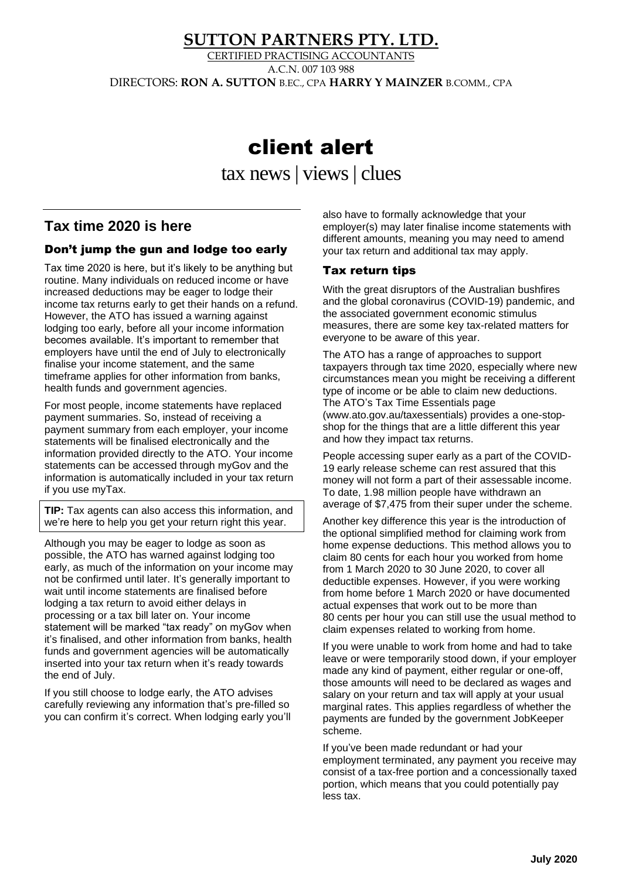# SUTTON PARTNERS PTY. LTD.

CERTIFIED PRACTISING ACCOUNTANTS

A.C.N. 007 103 988

DIRECTORS: **RON A. SUTTON** B.EC., CPA **HARRY Y MAINZER** B.COMM., CPA

# client alert

tax news | views | clues

## Tax time 2020 is here

### Don't jump the gun and lodge too early

Tax time 2020 is here, but it's likely to be anything but routine. Many individuals on reduced income or have increased deductions may be eager to lodge their income tax returns early to get their hands on a refund. However, the ATO has issued a warning against lodging too early, before all your income information becomes available. It's important to remember that employers have until the end of July to electronically finalise your income statement, and the same timeframe applies for other information from banks, health funds and government agencies.

For most people, income statements have replaced payment summaries. So, instead of receiving a payment summary from each employer, your income statements will be finalised electronically and the information provided directly to the ATO. Your income statements can be accessed through myGov and the information is automatically included in your tax return if you use myTax.

**TIP:** Tax agents can also access this information, and we're here to help you get your return right this year.

Although you may be eager to lodge as soon as possible, the ATO has warned against lodging too early, as much of the information on your income may not be confirmed until later. It's generally important to wait until income statements are finalised before lodging a tax return to avoid either delays in processing or a tax bill later on. Your income statement will be marked "tax ready" on myGov when it's finalised, and other information from banks, health funds and government agencies will be automatically inserted into your tax return when it's ready towards the end of July.

If you still choose to lodge early, the ATO advises carefully reviewing any information that's pre-filled so you can confirm it's correct. When lodging early you'll also have to formally acknowledge that your employer(s) may later finalise income statements with different amounts, meaning you may need to amend your tax return and additional tax may apply.

### Tax return tips

With the great disruptors of the Australian bushfires and the global coronavirus (COVID-19) pandemic, and the associated government economic stimulus measures, there are some key tax-related matters for everyone to be aware of this year.

The ATO has a range of approaches to support taxpayers through tax time 2020, especially where new circumstances mean you might be receiving a different type of income or be able to claim new deductions. The ATO's Tax Time Essentials page (www.ato.gov.au/taxessentials) provides a one-stop-shop for the things that are a little different this year and how they impact tax returns.

People accessing super early as a part of the COVID-19 early release scheme can rest assured that this money will not form a part of their assessable income. To date, 1.98 million people have withdrawn an average of $7,475 from their super under the scheme.

Another key difference this year is the introduction of the optional simplified method for claiming work from home expense deductions. This method allows you to claim 80 cents for each hour you worked from home from 1 March 2020 to 30 June 2020, to cover all deductible expenses. However, if you were working from home before 1 March 2020 or have documented actual expenses that work out to be more than 80 cents per hour you can still use the usual method to claim expenses related to working from home.

If you were unable to work from home and had to take leave or were temporarily stood down, if your employer made any kind of payment, either regular or one-off, those amounts will need to be declared as wages and salary on your return and tax will apply at your usual marginal rates. This applies regardless of whether the payments are funded by the government JobKeeper scheme.

If you've been made redundant or had your employment terminated, any payment you receive may consist of a tax-free portion and a concessionally taxed portion, which means that you could potentially pay less tax.

**July 2020**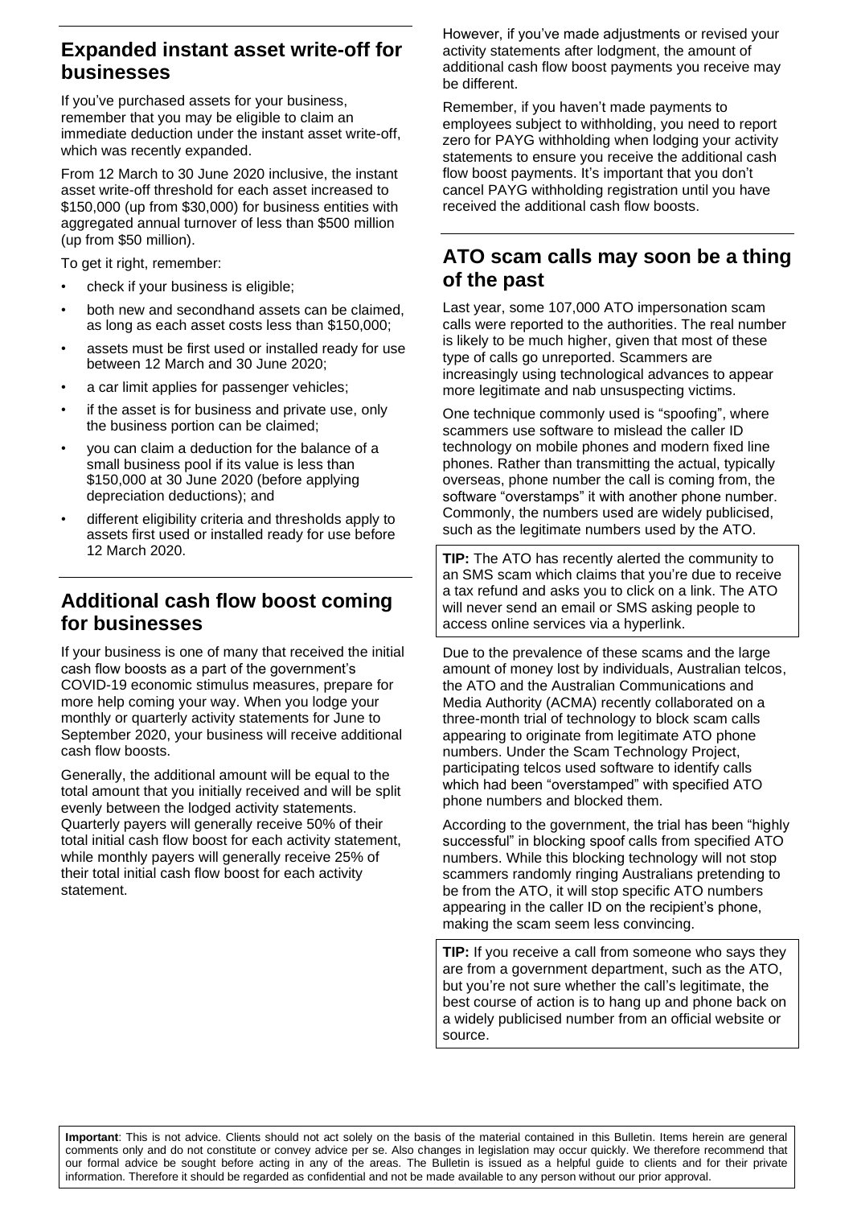## Expanded instant asset write-off for businesses

If you've purchased assets for your business, remember that you may be eligible to claim an immediate deduction under the instant asset write-off, which was recently expanded.

From 12 March to 30 June 2020 inclusive, the instant asset write-off threshold for each asset increased to $150,000 (up from $30,000) for business entities with aggregated annual turnover of less than $500 million (up from $50 million).

To get it right, remember:

- check if your business is eligible;
- both new and secondhand assets can be claimed, as long as each asset costs less than $150,000;
- assets must be first used or installed ready for use between 12 March and 30 June 2020;
- a car limit applies for passenger vehicles;
- if the asset is for business and private use, only the business portion can be claimed;
- you can claim a deduction for the balance of a small business pool if its value is less than $150,000 at 30 June 2020 (before applying depreciation deductions); and
- different eligibility criteria and thresholds apply to assets first used or installed ready for use before 12 March 2020.

## Additional cash flow boost coming for businesses

If your business is one of many that received the initial cash flow boosts as a part of the government's COVID-19 economic stimulus measures, prepare for more help coming your way. When you lodge your monthly or quarterly activity statements for June to September 2020, your business will receive additional cash flow boosts.

Generally, the additional amount will be equal to the total amount that you initially received and will be split evenly between the lodged activity statements. Quarterly payers will generally receive 50% of their total initial cash flow boost for each activity statement, while monthly payers will generally receive 25% of their total initial cash flow boost for each activity statement.

However, if you've made adjustments or revised your activity statements after lodgment, the amount of additional cash flow boost payments you receive may be different.

Remember, if you haven't made payments to employees subject to withholding, you need to report zero for PAYG withholding when lodging your activity statements to ensure you receive the additional cash flow boost payments. It's important that you don't cancel PAYG withholding registration until you have received the additional cash flow boosts.

## ATO scam calls may soon be a thing of the past

Last year, some 107,000 ATO impersonation scam calls were reported to the authorities. The real number is likely to be much higher, given that most of these type of calls go unreported. Scammers are increasingly using technological advances to appear more legitimate and nab unsuspecting victims.

One technique commonly used is "spoofing", where scammers use software to mislead the caller ID technology on mobile phones and modern fixed line phones. Rather than transmitting the actual, typically overseas, phone number the call is coming from, the software "overstamps" it with another phone number. Commonly, the numbers used are widely publicised, such as the legitimate numbers used by the ATO.

**TIP:** The ATO has recently alerted the community to an SMS scam which claims that you're due to receive a tax refund and asks you to click on a link. The ATO will never send an email or SMS asking people to access online services via a hyperlink.

Due to the prevalence of these scams and the large amount of money lost by individuals, Australian telcos, the ATO and the Australian Communications and Media Authority (ACMA) recently collaborated on a three-month trial of technology to block scam calls appearing to originate from legitimate ATO phone numbers. Under the Scam Technology Project, participating telcos used software to identify calls which had been "overstamped" with specified ATO phone numbers and blocked them.

According to the government, the trial has been "highly successful" in blocking spoof calls from specified ATO numbers. While this blocking technology will not stop scammers randomly ringing Australians pretending to be from the ATO, it will stop specific ATO numbers appearing in the caller ID on the recipient's phone, making the scam seem less convincing.

**TIP:** If you receive a call from someone who says they are from a government department, such as the ATO, but you're not sure whether the call's legitimate, the best course of action is to hang up and phone back on a widely publicised number from an official website or source.

**Important**: This is not advice. Clients should not act solely on the basis of the material contained in this Bulletin. Items herein are general comments only and do not constitute or convey advice per se. Also changes in legislation may occur quickly. We therefore recommend that our formal advice be sought before acting in any of the areas. The Bulletin is issued as a helpful guide to clients and for their private information. Therefore it should be regarded as confidential and not be made available to any person without our prior approval.